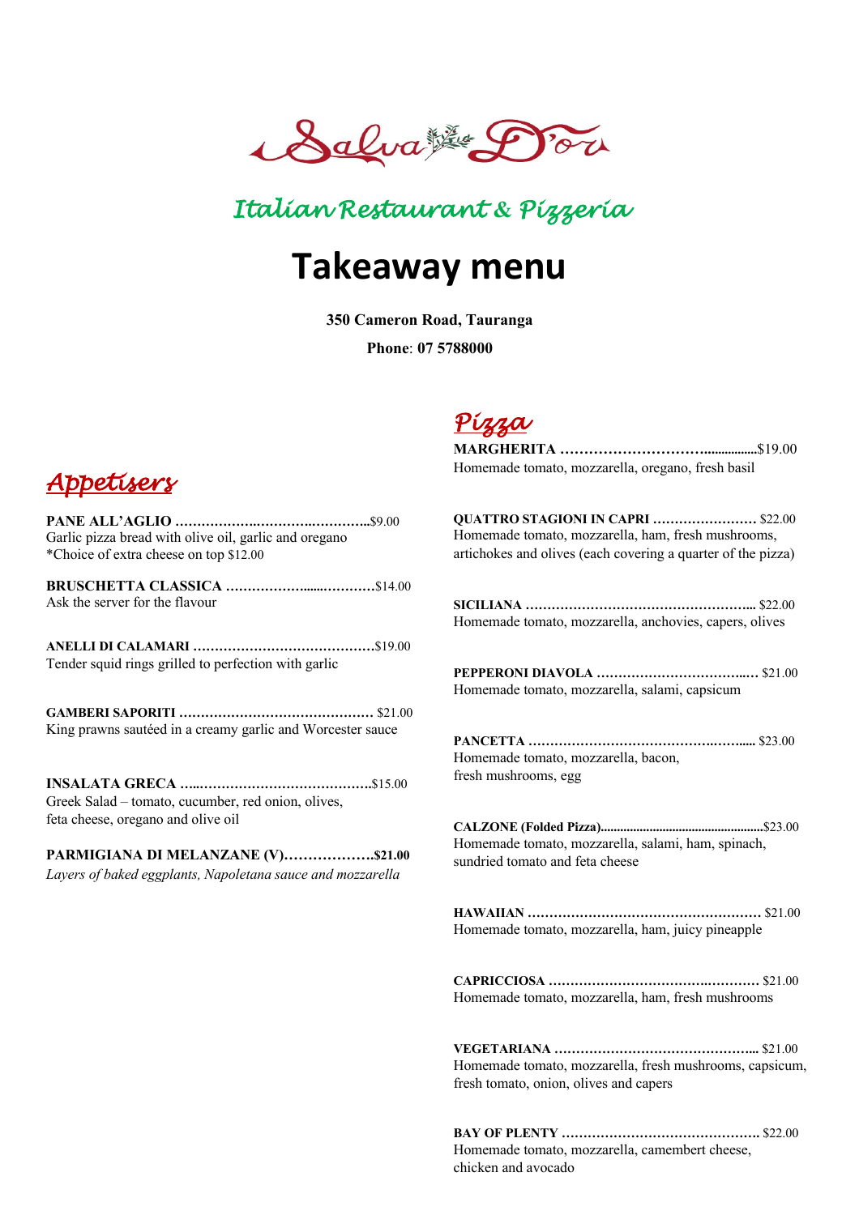# Salva D'or

## Italian Restaurant & Pizzeria

# Takeaway menu

**350 Cameron Road, Tauranga**

**Phone**: **07 5788000**

## Appetisers

**PANE ALL'AGLIO** ……………………………………………$9.00
Garlic pizza bread with olive oil, garlic and oregano
*Choice of extra cheese on top $12.00

**BRUSCHETTA CLASSICA** ………………………………$14.00
Ask the server for the flavour

**ANELLI DI CALAMARI** ……………………………………$19.00
Tender squid rings grilled to perfection with garlic

**GAMBERI SAPORITI** ……………………………………… $21.00
King prawns sautéed in a creamy garlic and Worcester sauce

**INSALATA GRECA** ……………………………………………$15.00
Greek Salad – tomato, cucumber, red onion, olives, feta cheese, oregano and olive oil

**PARMIGIANA DI MELANZANE (V)……………….$21.00**
*Layers of baked eggplants, Napoletana sauce and mozzarella*

## Pizza

**MARGHERITA** ……………………………………$19.00
Homemade tomato, mozzarella, oregano, fresh basil

**QUATTRO STAGIONI IN CAPRI** …………………… $22.00
Homemade tomato, mozzarella, ham, fresh mushrooms, artichokes and olives (each covering a quarter of the pizza)

**SICILIANA** …………………………………………… $22.00
Homemade tomato, mozzarella, anchovies, capers, olives

**PEPPERONI DIAVOLA** ……………………………… $21.00
Homemade tomato, mozzarella, salami, capsicum

**PANCETTA** …………………………………………… $23.00
Homemade tomato, mozzarella, bacon, fresh mushrooms, egg

**CALZONE (Folded Pizza)**……………………………$23.00
Homemade tomato, mozzarella, salami, ham, spinach, sundried tomato and feta cheese

**HAWAIIAN** …………………………………………… $21.00
Homemade tomato, mozzarella, ham, juicy pineapple

**CAPRICCIOSA** ……………………………………… $21.00
Homemade tomato, mozzarella, ham, fresh mushrooms

**VEGETARIANA** ……………………………………… $21.00
Homemade tomato, mozzarella, fresh mushrooms, capsicum, fresh tomato, onion, olives and capers

**BAY OF PLENTY** …………………………………… $22.00
Homemade tomato, mozzarella, camembert cheese, chicken and avocado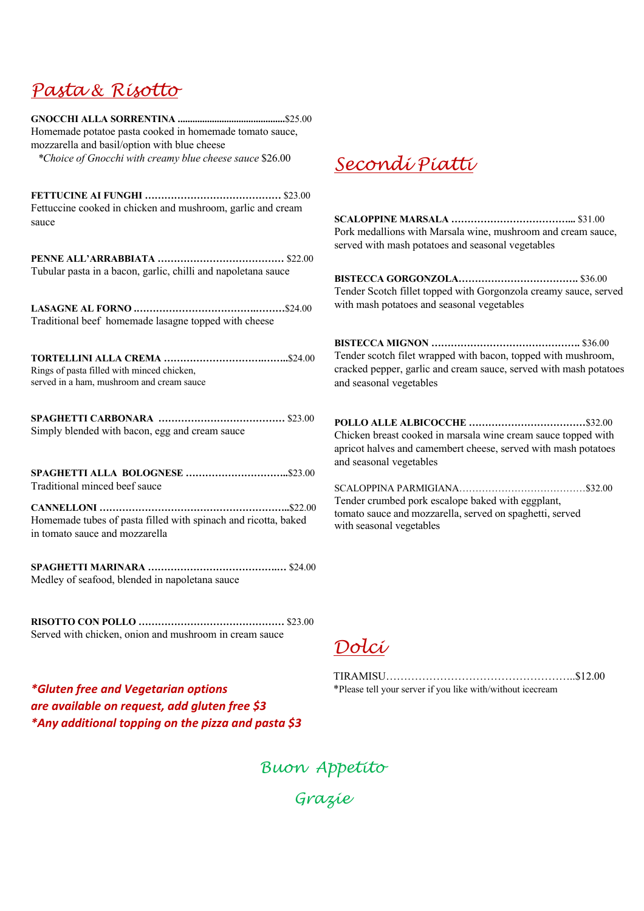## Pasta & Risotto

**GNOCCHI ALLA SORRENTINA** ........................................$25.00
Homemade potatoe pasta cooked in homemade tomato sauce, mozzarella and basil/option with blue cheese
*\*Choice of Gnocchi with creamy blue cheese sauce* $26.00

**FETTUCINE AI FUNGHI** …………………………………… $23.00
Fettuccine cooked in chicken and mushroom, garlic and cream sauce

**PENNE ALL'ARRABBIATA** ………………………………… $22.00
Tubular pasta in a bacon, garlic, chilli and napoletana sauce

**LASAGNE AL FORNO** ……………………………….……$24.00
Traditional beef homemade lasagne topped with cheese

**TORTELLINI ALLA CREMA** ……………………………..…..$24.00
Rings of pasta filled with minced chicken, served in a ham, mushroom and cream sauce

**SPAGHETTI CARBONARA** ………………………………… $23.00
Simply blended with bacon, egg and cream sauce

**SPAGHETTI ALLA BOLOGNESE** …………………………..$23.00
Traditional minced beef sauce

**CANNELLONI** …………………………………………………..$22.00
Homemade tubes of pasta filled with spinach and ricotta, baked in tomato sauce and mozzarella

**SPAGHETTI MARINARA** ……………………………….…. $24.00
Medley of seafood, blended in napoletana sauce

**RISOTTO CON POLLO** ……………………………………… $23.00
Served with chicken, onion and mushroom in cream sauce

***\*Gluten free and Vegetarian options are available on request, add gluten free $3***
***\*Any additional topping on the pizza and pasta $3***

## Secondi Piatti

**SCALOPPINE MARSALA** ………………………………... $31.00
Pork medallions with Marsala wine, mushroom and cream sauce, served with mash potatoes and seasonal vegetables

**BISTECCA GORGONZOLA**………………………………. $36.00
Tender Scotch fillet topped with Gorgonzola creamy sauce, served with mash potatoes and seasonal vegetables

**BISTECCA MIGNON** ………………………………………. $36.00
Tender scotch filet wrapped with bacon, topped with mushroom, cracked pepper, garlic and cream sauce, served with mash potatoes and seasonal vegetables

**POLLO ALLE ALBICOCCHE** ………………………………$32.00
Chicken breast cooked in marsala wine cream sauce topped with apricot halves and camembert cheese, served with mash potatoes and seasonal vegetables

SCALOPPINA PARMIGIANA…………………………………$32.00
Tender crumbed pork escalope baked with eggplant, tomato sauce and mozzarella, served on spaghetti, served with seasonal vegetables

## Dolci

TIRAMISU……………………………………………..$12.00
\*Please tell your server if you like with/without icecream

Buon Appetito

Grazie